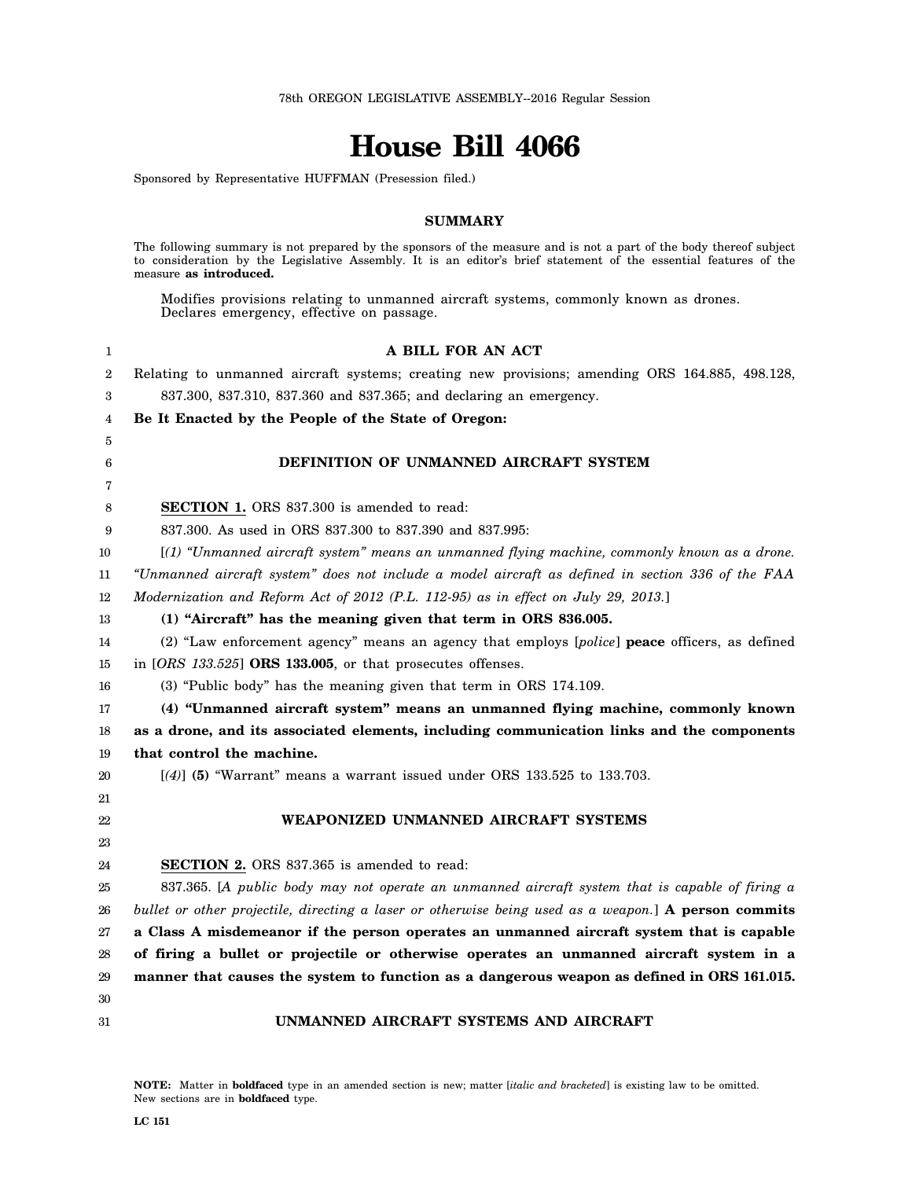78th OREGON LEGISLATIVE ASSEMBLY--2016 Regular Session

# House Bill 4066

Sponsored by Representative HUFFMAN (Presession filed.)

## SUMMARY

The following summary is not prepared by the sponsors of the measure and is not a part of the body thereof subject to consideration by the Legislative Assembly. It is an editor's brief statement of the essential features of the measure **as introduced.**

Modifies provisions relating to unmanned aircraft systems, commonly known as drones. Declares emergency, effective on passage.

**A BILL FOR AN ACT**

Relating to unmanned aircraft systems; creating new provisions; amending ORS 164.885, 498.128, 837.300, 837.310, 837.360 and 837.365; and declaring an emergency.

**Be It Enacted by the People of the State of Oregon:**

**DEFINITION OF UNMANNED AIRCRAFT SYSTEM**

**SECTION 1.** ORS 837.300 is amended to read:

837.300. As used in ORS 837.300 to 837.390 and 837.995:

[*(1) "Unmanned aircraft system" means an unmanned flying machine, commonly known as a drone. "Unmanned aircraft system" does not include a model aircraft as defined in section 336 of the FAA Modernization and Reform Act of 2012 (P.L. 112-95) as in effect on July 29, 2013.*]

**(1) "Aircraft" has the meaning given that term in ORS 836.005.**

(2) "Law enforcement agency" means an agency that employs [*police*] **peace** officers, as defined in [*ORS 133.525*] **ORS 133.005**, or that prosecutes offenses.

(3) "Public body" has the meaning given that term in ORS 174.109.

**(4) "Unmanned aircraft system" means an unmanned flying machine, commonly known as a drone, and its associated elements, including communication links and the components that control the machine.**

[*(4)*] **(5)** "Warrant" means a warrant issued under ORS 133.525 to 133.703.

**WEAPONIZED UNMANNED AIRCRAFT SYSTEMS**

**SECTION 2.** ORS 837.365 is amended to read:

837.365. [*A public body may not operate an unmanned aircraft system that is capable of firing a bullet or other projectile, directing a laser or otherwise being used as a weapon.*] **A person commits a Class A misdemeanor if the person operates an unmanned aircraft system that is capable of firing a bullet or projectile or otherwise operates an unmanned aircraft system in a manner that causes the system to function as a dangerous weapon as defined in ORS 161.015.**

**UNMANNED AIRCRAFT SYSTEMS AND AIRCRAFT**

**NOTE:** Matter in **boldfaced** type in an amended section is new; matter [*italic and bracketed*] is existing law to be omitted. New sections are in **boldfaced** type.

LC 151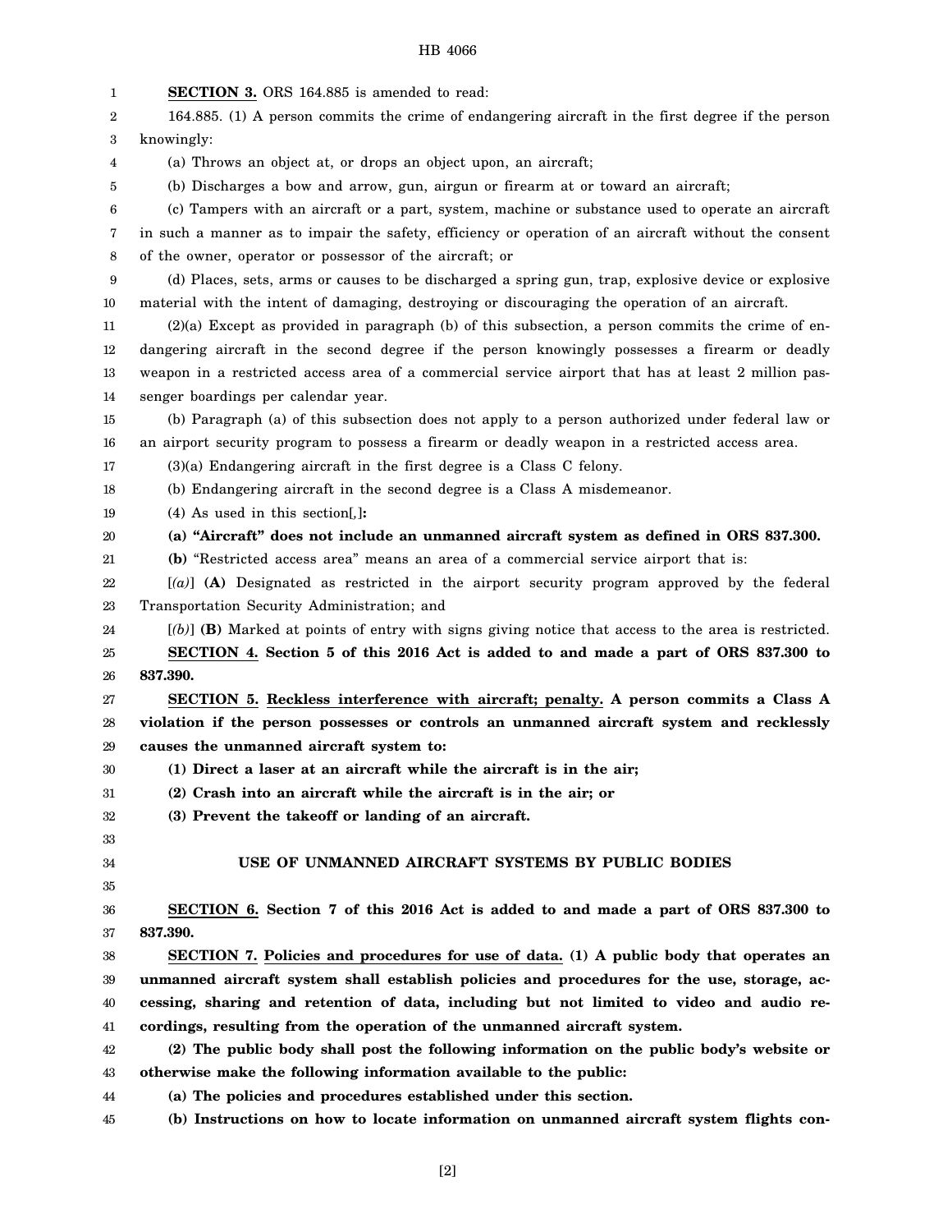**SECTION 3.** ORS 164.885 is amended to read:

164.885. (1) A person commits the crime of endangering aircraft in the first degree if the person knowingly:

(a) Throws an object at, or drops an object upon, an aircraft;

(b) Discharges a bow and arrow, gun, airgun or firearm at or toward an aircraft;

(c) Tampers with an aircraft or a part, system, machine or substance used to operate an aircraft in such a manner as to impair the safety, efficiency or operation of an aircraft without the consent of the owner, operator or possessor of the aircraft; or

(d) Places, sets, arms or causes to be discharged a spring gun, trap, explosive device or explosive material with the intent of damaging, destroying or discouraging the operation of an aircraft.

(2)(a) Except as provided in paragraph (b) of this subsection, a person commits the crime of endangering aircraft in the second degree if the person knowingly possesses a firearm or deadly weapon in a restricted access area of a commercial service airport that has at least 2 million passenger boardings per calendar year.

(b) Paragraph (a) of this subsection does not apply to a person authorized under federal law or an airport security program to possess a firearm or deadly weapon in a restricted access area.

(3)(a) Endangering aircraft in the first degree is a Class C felony.

(b) Endangering aircraft in the second degree is a Class A misdemeanor.

(4) As used in this section[*,*]**:**

**(a) "Aircraft" does not include an unmanned aircraft system as defined in ORS 837.300.**

**(b)** "Restricted access area" means an area of a commercial service airport that is:

[*(a)*] **(A)** Designated as restricted in the airport security program approved by the federal Transportation Security Administration; and

[*(b)*] **(B)** Marked at points of entry with signs giving notice that access to the area is restricted.

**SECTION 4. Section 5 of this 2016 Act is added to and made a part of ORS 837.300 to 837.390.**

**SECTION 5. Reckless interference with aircraft; penalty. A person commits a Class A violation if the person possesses or controls an unmanned aircraft system and recklessly causes the unmanned aircraft system to:**

**(1) Direct a laser at an aircraft while the aircraft is in the air;**

**(2) Crash into an aircraft while the aircraft is in the air; or**

**(3) Prevent the takeoff or landing of an aircraft.**

## USE OF UNMANNED AIRCRAFT SYSTEMS BY PUBLIC BODIES

**SECTION 6. Section 7 of this 2016 Act is added to and made a part of ORS 837.300 to 837.390.**

**SECTION 7. Policies and procedures for use of data. (1) A public body that operates an unmanned aircraft system shall establish policies and procedures for the use, storage, accessing, sharing and retention of data, including but not limited to video and audio recordings, resulting from the operation of the unmanned aircraft system.**

**(2) The public body shall post the following information on the public body's website or otherwise make the following information available to the public:**

**(a) The policies and procedures established under this section.**

**(b) Instructions on how to locate information on unmanned aircraft system flights con-**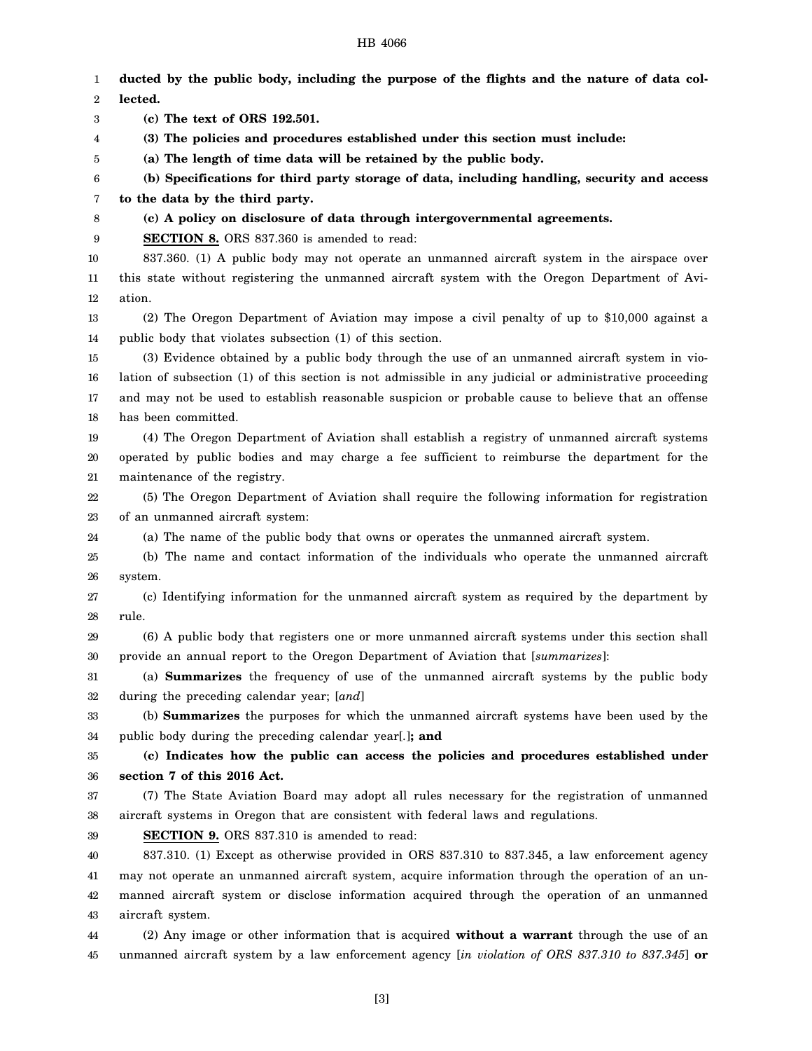**ducted by the public body, including the purpose of the flights and the nature of data collected.**

**(c) The text of ORS 192.501.**

**(3) The policies and procedures established under this section must include:**

**(a) The length of time data will be retained by the public body.**

**(b) Specifications for third party storage of data, including handling, security and access to the data by the third party.**

**(c) A policy on disclosure of data through intergovernmental agreements.**

**SECTION 8.** ORS 837.360 is amended to read:

837.360. (1) A public body may not operate an unmanned aircraft system in the airspace over this state without registering the unmanned aircraft system with the Oregon Department of Aviation.

(2) The Oregon Department of Aviation may impose a civil penalty of up to $10,000 against a public body that violates subsection (1) of this section.

(3) Evidence obtained by a public body through the use of an unmanned aircraft system in violation of subsection (1) of this section is not admissible in any judicial or administrative proceeding and may not be used to establish reasonable suspicion or probable cause to believe that an offense has been committed.

(4) The Oregon Department of Aviation shall establish a registry of unmanned aircraft systems operated by public bodies and may charge a fee sufficient to reimburse the department for the maintenance of the registry.

(5) The Oregon Department of Aviation shall require the following information for registration of an unmanned aircraft system:

(a) The name of the public body that owns or operates the unmanned aircraft system.

(b) The name and contact information of the individuals who operate the unmanned aircraft system.

(c) Identifying information for the unmanned aircraft system as required by the department by rule.

(6) A public body that registers one or more unmanned aircraft systems under this section shall provide an annual report to the Oregon Department of Aviation that [*summarizes*]:

(a) **Summarizes** the frequency of use of the unmanned aircraft systems by the public body during the preceding calendar year; [*and*]

(b) **Summarizes** the purposes for which the unmanned aircraft systems have been used by the public body during the preceding calendar year[*.*]**; and**

**(c) Indicates how the public can access the policies and procedures established under section 7 of this 2016 Act.**

(7) The State Aviation Board may adopt all rules necessary for the registration of unmanned aircraft systems in Oregon that are consistent with federal laws and regulations.

**SECTION 9.** ORS 837.310 is amended to read:

837.310. (1) Except as otherwise provided in ORS 837.310 to 837.345, a law enforcement agency may not operate an unmanned aircraft system, acquire information through the operation of an unmanned aircraft system or disclose information acquired through the operation of an unmanned aircraft system.

(2) Any image or other information that is acquired **without a warrant** through the use of an unmanned aircraft system by a law enforcement agency [*in violation of ORS 837.310 to 837.345*] **or**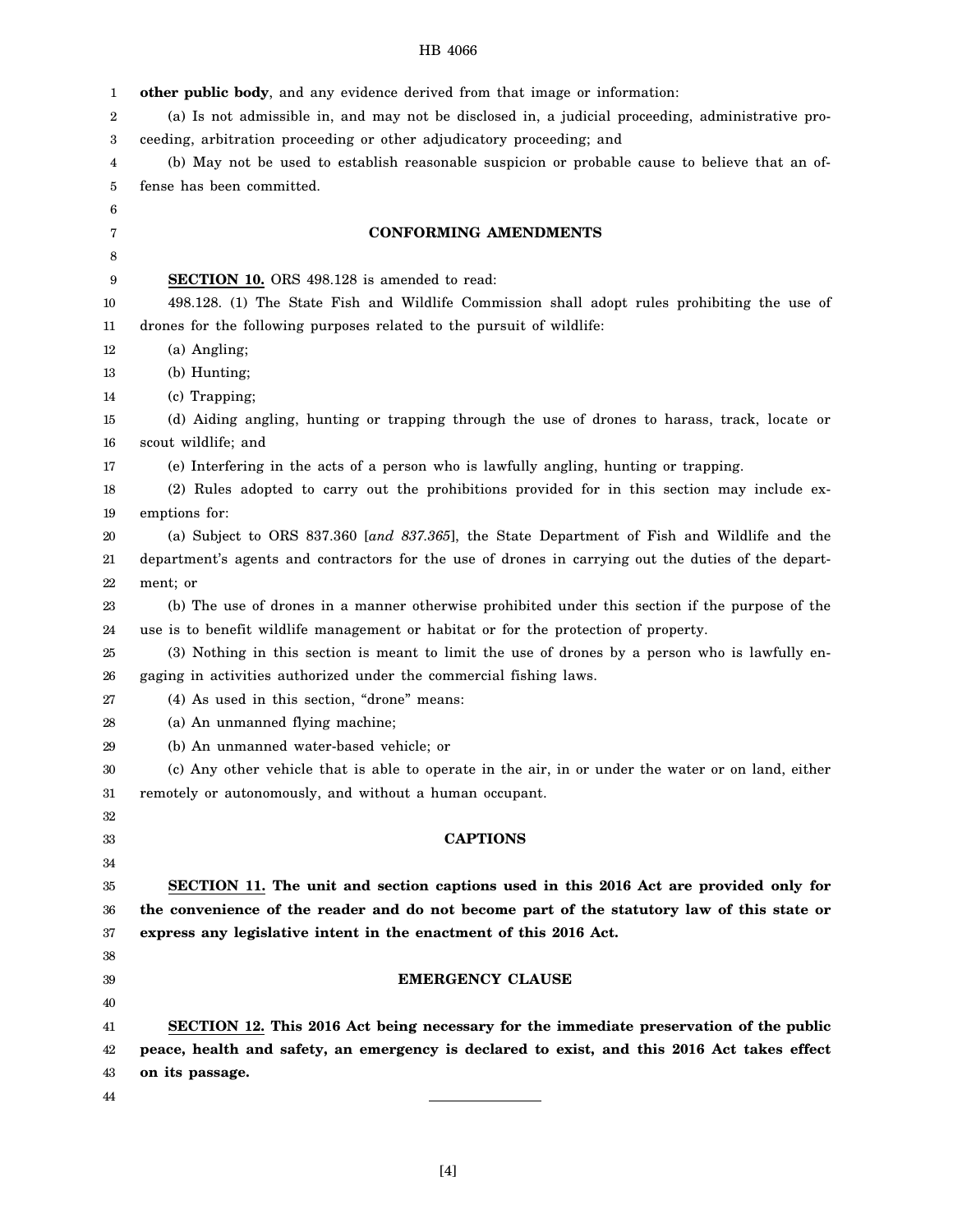**other public body**, and any evidence derived from that image or information:

(a) Is not admissible in, and may not be disclosed in, a judicial proceeding, administrative proceeding, arbitration proceeding or other adjudicatory proceeding; and

(b) May not be used to establish reasonable suspicion or probable cause to believe that an offense has been committed.

## CONFORMING AMENDMENTS

**SECTION 10.** ORS 498.128 is amended to read:

498.128. (1) The State Fish and Wildlife Commission shall adopt rules prohibiting the use of drones for the following purposes related to the pursuit of wildlife:

(a) Angling;

(b) Hunting;

(c) Trapping;

(d) Aiding angling, hunting or trapping through the use of drones to harass, track, locate or scout wildlife; and

(e) Interfering in the acts of a person who is lawfully angling, hunting or trapping.

(2) Rules adopted to carry out the prohibitions provided for in this section may include exemptions for:

(a) Subject to ORS 837.360 [*and 837.365*], the State Department of Fish and Wildlife and the department's agents and contractors for the use of drones in carrying out the duties of the department; or

(b) The use of drones in a manner otherwise prohibited under this section if the purpose of the use is to benefit wildlife management or habitat or for the protection of property.

(3) Nothing in this section is meant to limit the use of drones by a person who is lawfully engaging in activities authorized under the commercial fishing laws.

(4) As used in this section, "drone" means:

(a) An unmanned flying machine;

(b) An unmanned water-based vehicle; or

(c) Any other vehicle that is able to operate in the air, in or under the water or on land, either remotely or autonomously, and without a human occupant.

## CAPTIONS

**SECTION 11. The unit and section captions used in this 2016 Act are provided only for the convenience of the reader and do not become part of the statutory law of this state or express any legislative intent in the enactment of this 2016 Act.**

## EMERGENCY CLAUSE

**SECTION 12. This 2016 Act being necessary for the immediate preservation of the public peace, health and safety, an emergency is declared to exist, and this 2016 Act takes effect on its passage.**